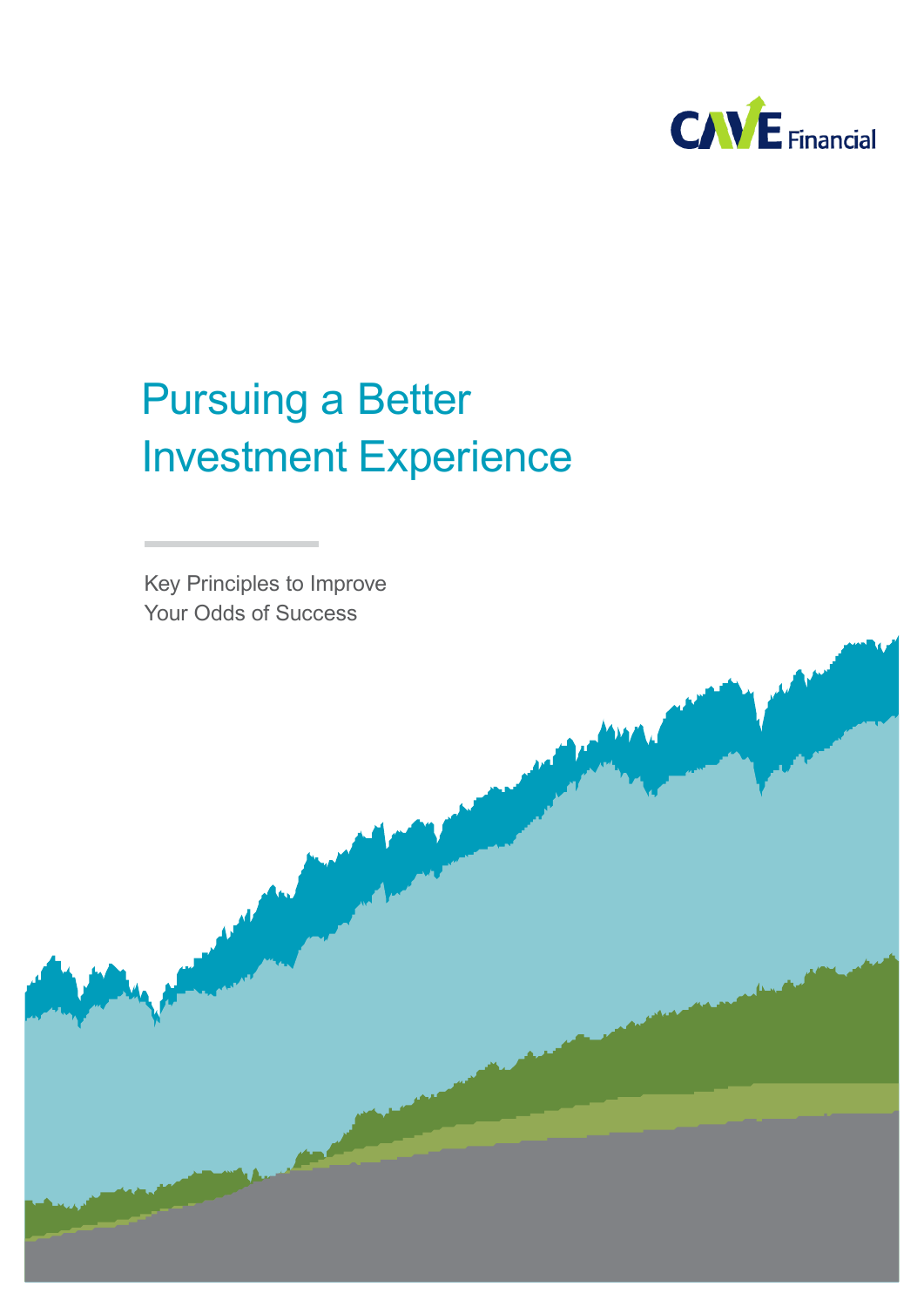CAVE Financial

# Pursuing a Better Investment Experience

Key Principles to Improve Your Odds of Success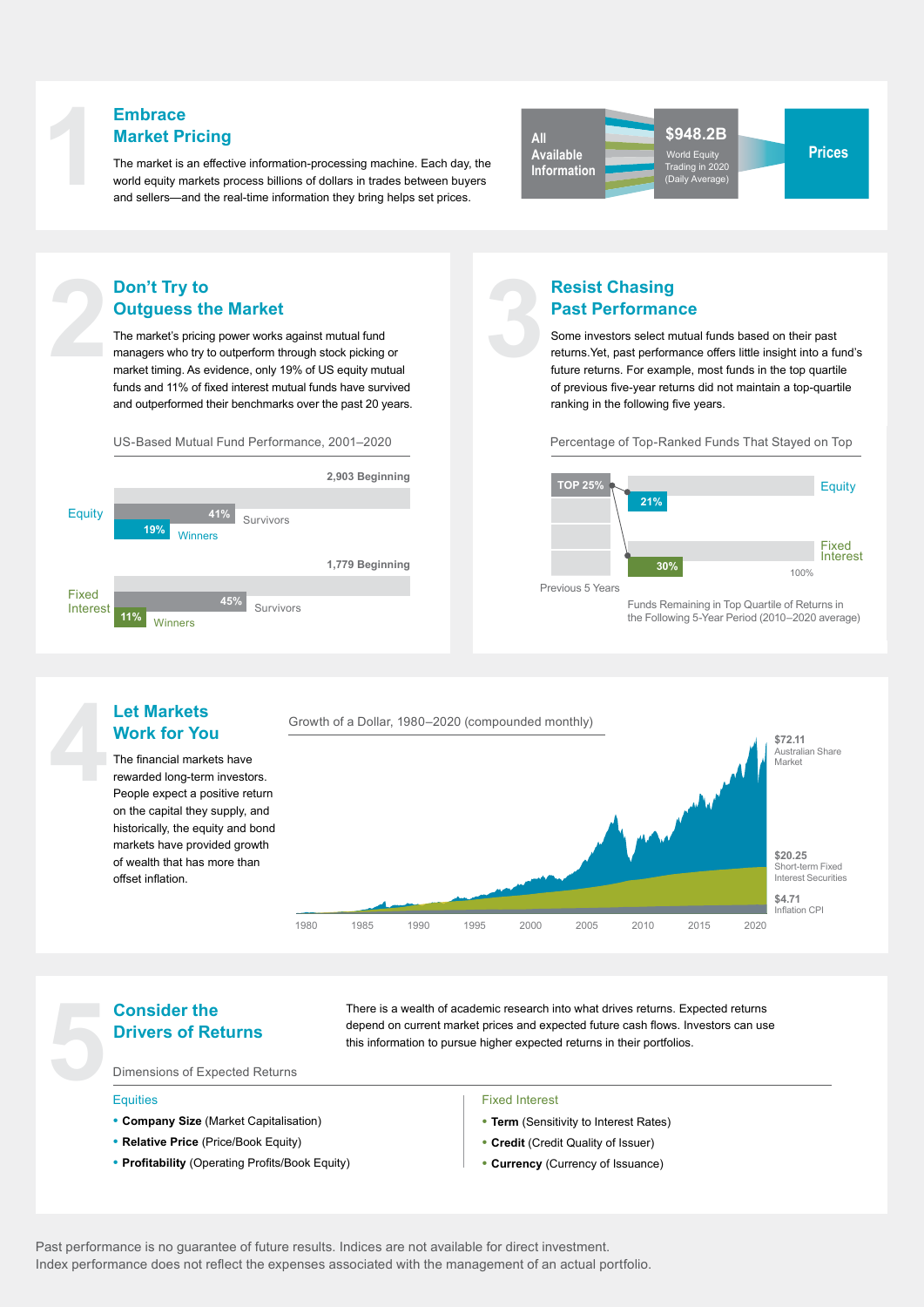## 1 Embrace Market Pricing

The market is an effective information-processing machine. Each day, the world equity markets process billions of dollars in trades between buyers and sellers—and the real-time information they bring helps set prices.

All Available Information → $948.2B World Equity Trading in 2020 (Daily Average) → Prices

## 2 Don't Try to Outguess the Market

The market's pricing power works against mutual fund managers who try to outperform through stock picking or market timing. As evidence, only 19% of US equity mutual funds and 11% of fixed interest mutual funds have survived and outperformed their benchmarks over the past 20 years.

US-Based Mutual Fund Performance, 2001–2020

| | Beginning | Survivors | Winners |
|---|---|---|---|
| Equity | 2,903 | 41% | 19% |
| Fixed Interest | 1,779 | 45% | 11% |

## 3 Resist Chasing Past Performance

Some investors select mutual funds based on their past returns. Yet, past performance offers little insight into a fund's future returns. For example, most funds in the top quartile of previous five-year returns did not maintain a top-quartile ranking in the following five years.

Percentage of Top-Ranked Funds That Stayed on Top

| Previous 5 Years | | Funds Remaining in Top Quartile of Returns in the Following 5-Year Period (2010–2020 average) |
|---|---|---|
| TOP 25% | Equity | 21% |
| TOP 25% | Fixed Interest | 30% |

## 4 Let Markets Work for You

The financial markets have rewarded long-term investors. People expect a positive return on the capital they supply, and historically, the equity and bond markets have provided growth of wealth that has more than offset inflation.

Growth of a Dollar, 1980–2020 (compounded monthly)

- $72.11 Australian Share Market
- $20.25 Short-term Fixed Interest Securities
- $4.71 Inflation CPI

## 5 Consider the Drivers of Returns

There is a wealth of academic research into what drives returns. Expected returns depend on current market prices and expected future cash flows. Investors can use this information to pursue higher expected returns in their portfolios.

Dimensions of Expected Returns

**Equities**

- **Company Size** (Market Capitalisation)
- **Relative Price** (Price/Book Equity)
- **Profitability** (Operating Profits/Book Equity)

**Fixed Interest**

- **Term** (Sensitivity to Interest Rates)
- **Credit** (Credit Quality of Issuer)
- **Currency** (Currency of Issuance)

Past performance is no guarantee of future results. Indices are not available for direct investment. Index performance does not reflect the expenses associated with the management of an actual portfolio.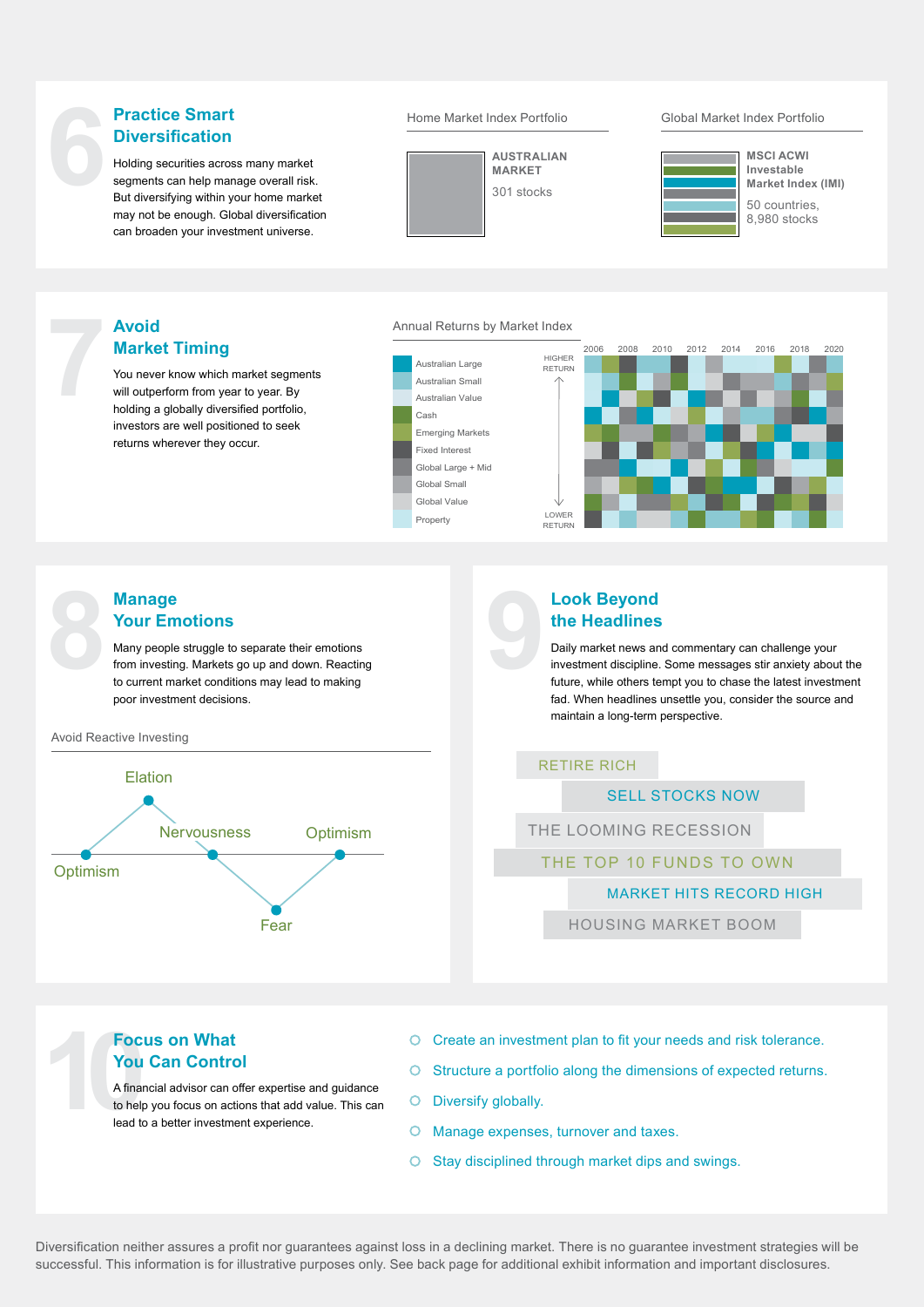## 6 Practice Smart Diversification

Holding securities across many market segments can help manage overall risk. But diversifying within your home market may not be enough. Global diversification can broaden your investment universe.

Home Market Index Portfolio

**AUSTRALIAN MARKET**
301 stocks

Global Market Index Portfolio

**MSCI ACWI Investable Market Index (IMI)**
50 countries, 8,980 stocks

## 7 Avoid Market Timing

You never know which market segments will outperform from year to year. By holding a globally diversified portfolio, investors are well positioned to seek returns wherever they occur.

Annual Returns by Market Index

- Australian Large
- Australian Small
- Australian Value
- Cash
- Emerging Markets
- Fixed Interest
- Global Large + Mid
- Global Small
- Global Value
- Property

HIGHER RETURN ↕ LOWER RETURN

2006 2008 2010 2012 2014 2016 2018 2020

## 8 Manage Your Emotions

Many people struggle to separate their emotions from investing. Markets go up and down. Reacting to current market conditions may lead to making poor investment decisions.

Avoid Reactive Investing

Optimism → Elation → Nervousness → Fear → Optimism

## 9 Look Beyond the Headlines

Daily market news and commentary can challenge your investment discipline. Some messages stir anxiety about the future, while others tempt you to chase the latest investment fad. When headlines unsettle you, consider the source and maintain a long-term perspective.

RETIRE RICH

SELL STOCKS NOW

THE LOOMING RECESSION

THE TOP 10 FUNDS TO OWN

MARKET HITS RECORD HIGH

HOUSING MARKET BOOM

## 10 Focus on What You Can Control

A financial advisor can offer expertise and guidance to help you focus on actions that add value. This can lead to a better investment experience.

- Create an investment plan to fit your needs and risk tolerance.
- Structure a portfolio along the dimensions of expected returns.
- Diversify globally.
- Manage expenses, turnover and taxes.
- Stay disciplined through market dips and swings.

Diversification neither assures a profit nor guarantees against loss in a declining market. There is no guarantee investment strategies will be successful. This information is for illustrative purposes only. See back page for additional exhibit information and important disclosures.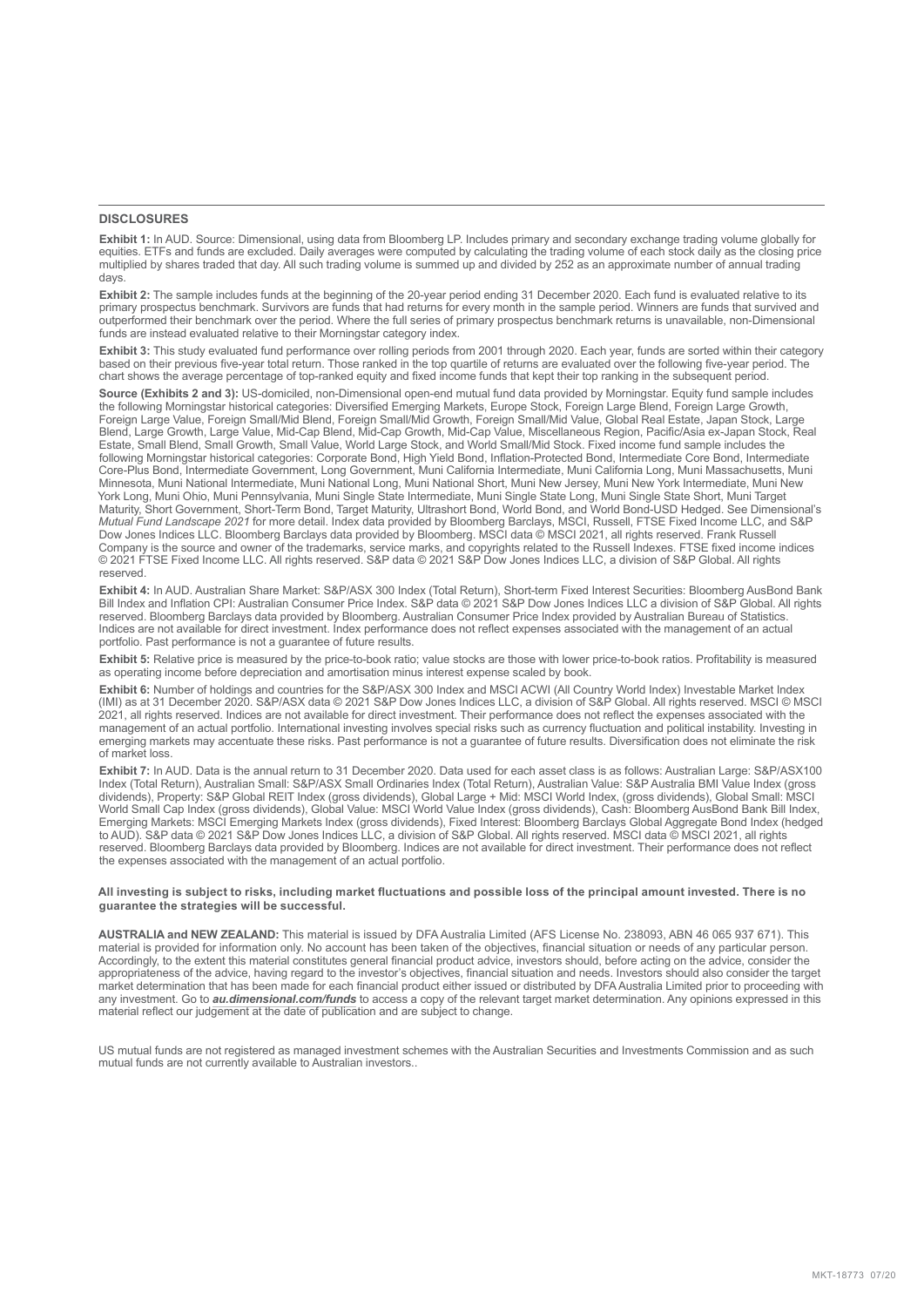## DISCLOSURES

**Exhibit 1:** In AUD. Source: Dimensional, using data from Bloomberg LP. Includes primary and secondary exchange trading volume globally for equities. ETFs and funds are excluded. Daily averages were computed by calculating the trading volume of each stock daily as the closing price multiplied by shares traded that day. All such trading volume is summed up and divided by 252 as an approximate number of annual trading days.

**Exhibit 2:** The sample includes funds at the beginning of the 20-year period ending 31 December 2020. Each fund is evaluated relative to its primary prospectus benchmark. Survivors are funds that had returns for every month in the sample period. Winners are funds that survived and outperformed their benchmark over the period. Where the full series of primary prospectus benchmark returns is unavailable, non-Dimensional funds are instead evaluated relative to their Morningstar category index.

**Exhibit 3:** This study evaluated fund performance over rolling periods from 2001 through 2020. Each year, funds are sorted within their category based on their previous five-year total return. Those ranked in the top quartile of returns are evaluated over the following five-year period. The chart shows the average percentage of top-ranked equity and fixed income funds that kept their top ranking in the subsequent period.

**Source (Exhibits 2 and 3):** US-domiciled, non-Dimensional open-end mutual fund data provided by Morningstar. Equity fund sample includes the following Morningstar historical categories: Diversified Emerging Markets, Europe Stock, Foreign Large Blend, Foreign Large Growth, Foreign Large Value, Foreign Small/Mid Blend, Foreign Small/Mid Growth, Foreign Small/Mid Value, Global Real Estate, Japan Stock, Large Blend, Large Growth, Large Value, Mid-Cap Blend, Mid-Cap Growth, Mid-Cap Value, Miscellaneous Region, Pacific/Asia ex-Japan Stock, Real Estate, Small Blend, Small Growth, Small Value, World Large Stock, and World Small/Mid Stock. Fixed income fund sample includes the following Morningstar historical categories: Corporate Bond, High Yield Bond, Inflation-Protected Bond, Intermediate Core Bond, Intermediate Core-Plus Bond, Intermediate Government, Long Government, Muni California Intermediate, Muni California Long, Muni Massachusetts, Muni Minnesota, Muni National Intermediate, Muni National Long, Muni National Short, Muni New Jersey, Muni New York Intermediate, Muni New York Long, Muni Ohio, Muni Pennsylvania, Muni Single State Intermediate, Muni Single State Long, Muni Single State Short, Muni Target Maturity, Short Government, Short-Term Bond, Target Maturity, Ultrashort Bond, World Bond, and World Bond-USD Hedged. See Dimensional's *Mutual Fund Landscape 2021* for more detail. Index data provided by Bloomberg Barclays, MSCI, Russell, FTSE Fixed Income LLC, and S&P Dow Jones Indices LLC. Bloomberg Barclays data provided by Bloomberg. MSCI data © MSCI 2021, all rights reserved. Frank Russell Company is the source and owner of the trademarks, service marks, and copyrights related to the Russell Indexes. FTSE fixed income indices © 2021 FTSE Fixed Income LLC. All rights reserved. S&P data © 2021 S&P Dow Jones Indices LLC, a division of S&P Global. All rights reserved.

**Exhibit 4:** In AUD. Australian Share Market: S&P/ASX 300 Index (Total Return), Short-term Fixed Interest Securities: Bloomberg AusBond Bank Bill Index and Inflation CPI: Australian Consumer Price Index. S&P data © 2021 S&P Dow Jones Indices LLC a division of S&P Global. All rights reserved. Bloomberg Barclays data provided by Bloomberg. Australian Consumer Price Index provided by Australian Bureau of Statistics. Indices are not available for direct investment. Index performance does not reflect expenses associated with the management of an actual portfolio. Past performance is not a guarantee of future results.

**Exhibit 5:** Relative price is measured by the price-to-book ratio; value stocks are those with lower price-to-book ratios. Profitability is measured as operating income before depreciation and amortisation minus interest expense scaled by book.

**Exhibit 6:** Number of holdings and countries for the S&P/ASX 300 Index and MSCI ACWI (All Country World Index) Investable Market Index (IMI) as at 31 December 2020. S&P/ASX data © 2021 S&P Dow Jones Indices LLC, a division of S&P Global. All rights reserved. MSCI © MSCI 2021, all rights reserved. Indices are not available for direct investment. Their performance does not reflect the expenses associated with the management of an actual portfolio. International investing involves special risks such as currency fluctuation and political instability. Investing in emerging markets may accentuate these risks. Past performance is not a guarantee of future results. Diversification does not eliminate the risk of market loss.

**Exhibit 7:** In AUD. Data is the annual return to 31 December 2020. Data used for each asset class is as follows: Australian Large: S&P/ASX100 Index (Total Return), Australian Small: S&P/ASX Small Ordinaries Index (Total Return), Australian Value: S&P Australia BMI Value Index (gross dividends), Property: S&P Global REIT Index (gross dividends), Global Large + Mid: MSCI World Index, (gross dividends), Global Small: MSCI World Small Cap Index (gross dividends), Global Value: MSCI World Value Index (gross dividends), Cash: Bloomberg AusBond Bank Bill Index, Emerging Markets: MSCI Emerging Markets Index (gross dividends), Fixed Interest: Bloomberg Barclays Global Aggregate Bond Index (hedged to AUD). S&P data © 2021 S&P Dow Jones Indices LLC, a division of S&P Global. All rights reserved. MSCI data © MSCI 2021, all rights reserved. Bloomberg Barclays data provided by Bloomberg. Indices are not available for direct investment. Their performance does not reflect the expenses associated with the management of an actual portfolio.

**All investing is subject to risks, including market fluctuations and possible loss of the principal amount invested. There is no guarantee the strategies will be successful.**

**AUSTRALIA and NEW ZEALAND:** This material is issued by DFA Australia Limited (AFS License No. 238093, ABN 46 065 937 671). This material is provided for information only. No account has been taken of the objectives, financial situation or needs of any particular person. Accordingly, to the extent this material constitutes general financial product advice, investors should, before acting on the advice, consider the appropriateness of the advice, having regard to the investor's objectives, financial situation and needs. Investors should also consider the target market determination that has been made for each financial product either issued or distributed by DFA Australia Limited prior to proceeding with any investment. Go to ***au.dimensional.com/funds*** to access a copy of the relevant target market determination. Any opinions expressed in this material reflect our judgement at the date of publication and are subject to change.

US mutual funds are not registered as managed investment schemes with the Australian Securities and Investments Commission and as such mutual funds are not currently available to Australian investors..

MKT-18773 07/20